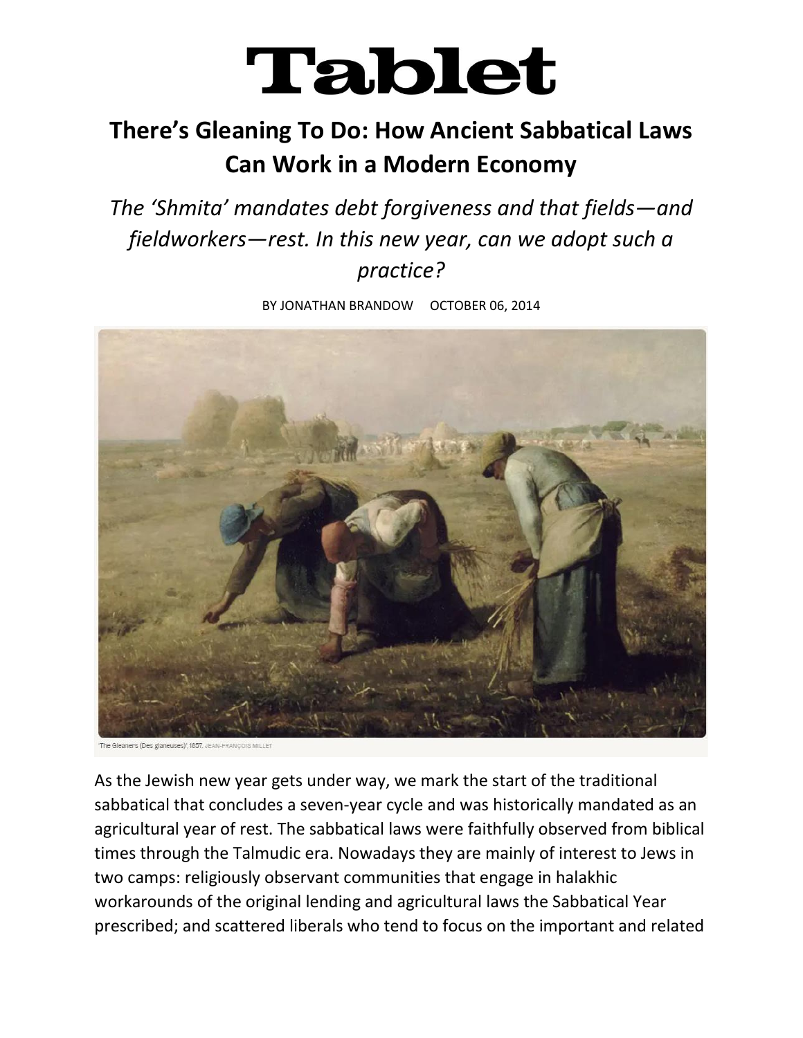# Tablet

## There's Gleaning To Do: How Ancient Sabbatical Laws Can Work in a Modern Economy

*The 'Shmita' mandates debt forgiveness and that fields—and fieldworkers—rest. In this new year, can we adopt such a practice?*

BY JONATHAN BRANDOW OCTOBER 06, 2014

'The Gleaners (Des glaneuses)', 1857. JEAN-FRANÇOIS MILLET

As the Jewish new year gets under way, we mark the start of the traditional sabbatical that concludes a seven-year cycle and was historically mandated as an agricultural year of rest. The sabbatical laws were faithfully observed from biblical times through the Talmudic era. Nowadays they are mainly of interest to Jews in two camps: religiously observant communities that engage in halakhic workarounds of the original lending and agricultural laws the Sabbatical Year prescribed; and scattered liberals who tend to focus on the important and related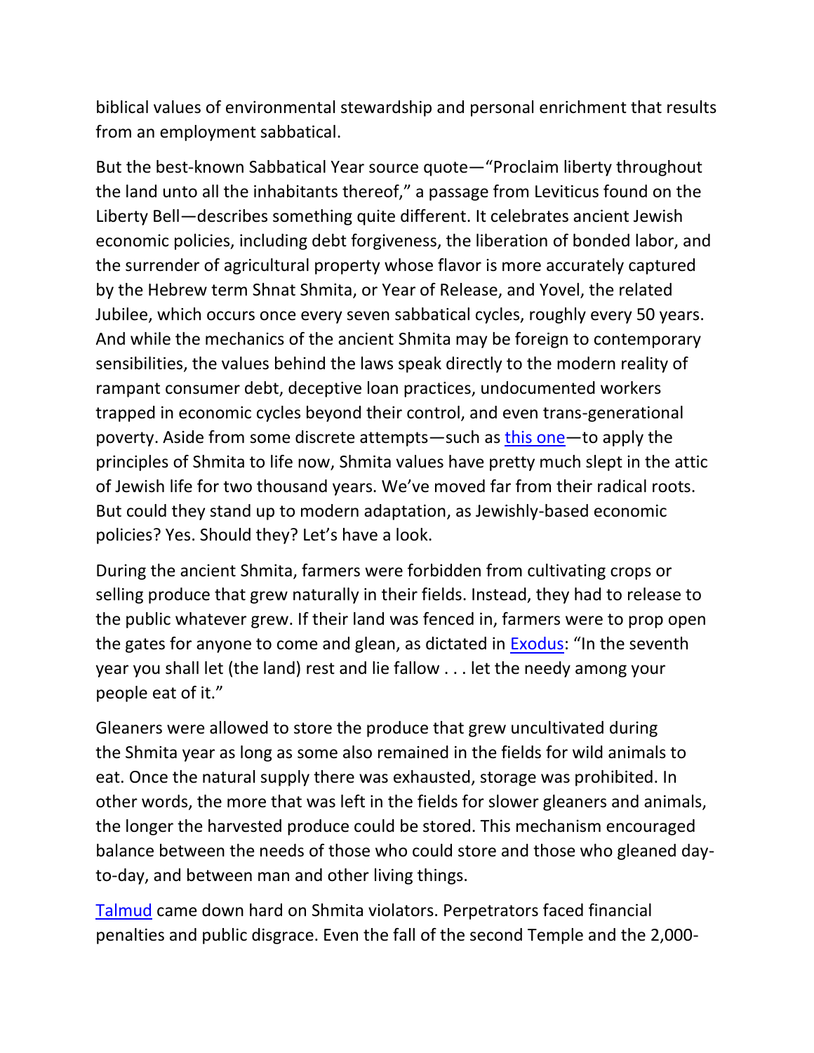biblical values of environmental stewardship and personal enrichment that results from an employment sabbatical.

But the best-known Sabbatical Year source quote—“Proclaim liberty throughout the land unto all the inhabitants thereof,” a passage from Leviticus found on the Liberty Bell—describes something quite different. It celebrates ancient Jewish economic policies, including debt forgiveness, the liberation of bonded labor, and the surrender of agricultural property whose flavor is more accurately captured by the Hebrew term Shnat Shmita, or Year of Release, and Yovel, the related Jubilee, which occurs once every seven sabbatical cycles, roughly every 50 years. And while the mechanics of the ancient Shmita may be foreign to contemporary sensibilities, the values behind the laws speak directly to the modern reality of rampant consumer debt, deceptive loan practices, undocumented workers trapped in economic cycles beyond their control, and even trans-generational poverty. Aside from some discrete attempts—such as this one—to apply the principles of Shmita to life now, Shmita values have pretty much slept in the attic of Jewish life for two thousand years. We’ve moved far from their radical roots. But could they stand up to modern adaptation, as Jewishly-based economic policies? Yes. Should they? Let’s have a look.

During the ancient Shmita, farmers were forbidden from cultivating crops or selling produce that grew naturally in their fields. Instead, they had to release to the public whatever grew. If their land was fenced in, farmers were to prop open the gates for anyone to come and glean, as dictated in Exodus: “In the seventh year you shall let (the land) rest and lie fallow . . . let the needy among your people eat of it.”

Gleaners were allowed to store the produce that grew uncultivated during the Shmita year as long as some also remained in the fields for wild animals to eat. Once the natural supply there was exhausted, storage was prohibited. In other words, the more that was left in the fields for slower gleaners and animals, the longer the harvested produce could be stored. This mechanism encouraged balance between the needs of those who could store and those who gleaned day-to-day, and between man and other living things.

Talmud came down hard on Shmita violators. Perpetrators faced financial penalties and public disgrace. Even the fall of the second Temple and the 2,000-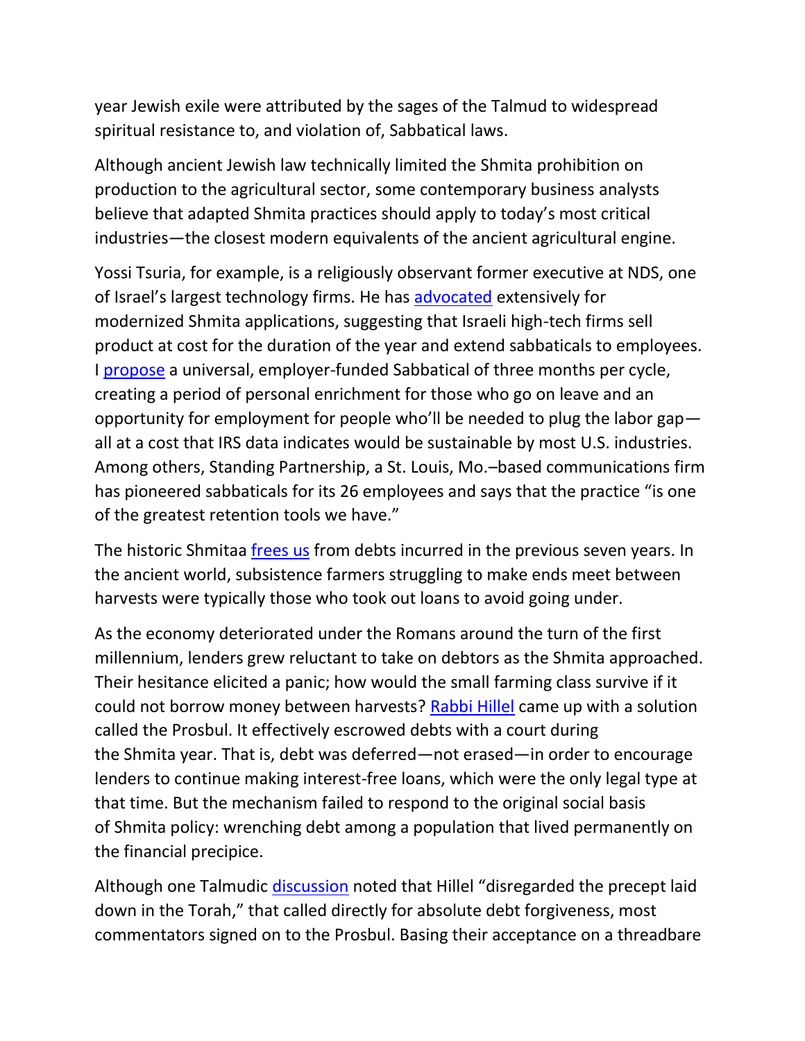year Jewish exile were attributed by the sages of the Talmud to widespread spiritual resistance to, and violation of, Sabbatical laws.

Although ancient Jewish law technically limited the Shmita prohibition on production to the agricultural sector, some contemporary business analysts believe that adapted Shmita practices should apply to today's most critical industries—the closest modern equivalents of the ancient agricultural engine.

Yossi Tsuria, for example, is a religiously observant former executive at NDS, one of Israel's largest technology firms. He has advocated extensively for modernized Shmita applications, suggesting that Israeli high-tech firms sell product at cost for the duration of the year and extend sabbaticals to employees. I propose a universal, employer-funded Sabbatical of three months per cycle, creating a period of personal enrichment for those who go on leave and an opportunity for employment for people who'll be needed to plug the labor gap—all at a cost that IRS data indicates would be sustainable by most U.S. industries. Among others, Standing Partnership, a St. Louis, Mo.–based communications firm has pioneered sabbaticals for its 26 employees and says that the practice "is one of the greatest retention tools we have."

The historic Shmitaa frees us from debts incurred in the previous seven years. In the ancient world, subsistence farmers struggling to make ends meet between harvests were typically those who took out loans to avoid going under.

As the economy deteriorated under the Romans around the turn of the first millennium, lenders grew reluctant to take on debtors as the Shmita approached. Their hesitance elicited a panic; how would the small farming class survive if it could not borrow money between harvests? Rabbi Hillel came up with a solution called the Prosbul. It effectively escrowed debts with a court during the Shmita year. That is, debt was deferred—not erased—in order to encourage lenders to continue making interest-free loans, which were the only legal type at that time. But the mechanism failed to respond to the original social basis of Shmita policy: wrenching debt among a population that lived permanently on the financial precipice.

Although one Talmudic discussion noted that Hillel "disregarded the precept laid down in the Torah," that called directly for absolute debt forgiveness, most commentators signed on to the Prosbul. Basing their acceptance on a threadbare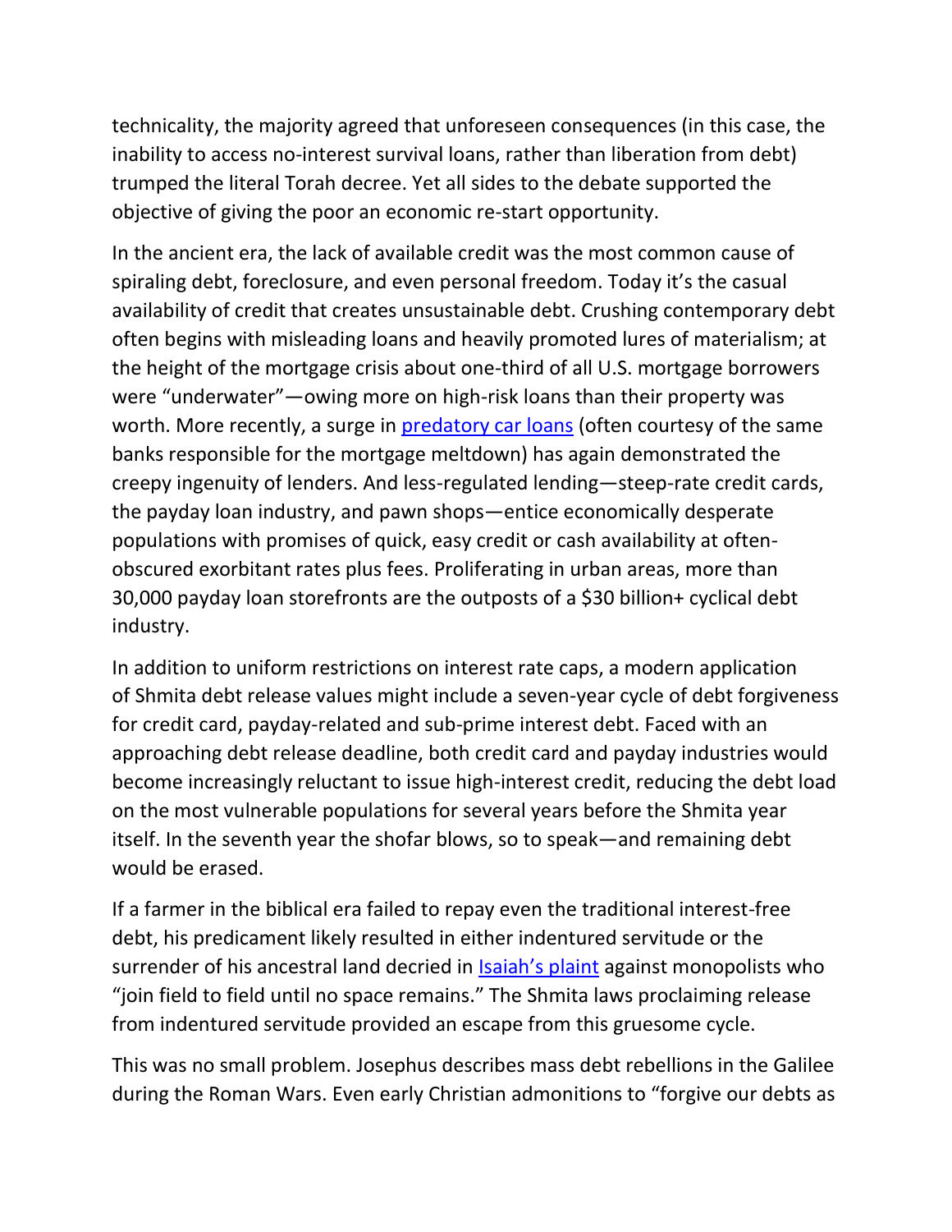technicality, the majority agreed that unforeseen consequences (in this case, the inability to access no-interest survival loans, rather than liberation from debt) trumped the literal Torah decree. Yet all sides to the debate supported the objective of giving the poor an economic re-start opportunity.

In the ancient era, the lack of available credit was the most common cause of spiraling debt, foreclosure, and even personal freedom. Today it's the casual availability of credit that creates unsustainable debt. Crushing contemporary debt often begins with misleading loans and heavily promoted lures of materialism; at the height of the mortgage crisis about one-third of all U.S. mortgage borrowers were "underwater"—owing more on high-risk loans than their property was worth. More recently, a surge in predatory car loans (often courtesy of the same banks responsible for the mortgage meltdown) has again demonstrated the creepy ingenuity of lenders. And less-regulated lending—steep-rate credit cards, the payday loan industry, and pawn shops—entice economically desperate populations with promises of quick, easy credit or cash availability at often-obscured exorbitant rates plus fees. Proliferating in urban areas, more than 30,000 payday loan storefronts are the outposts of a $30 billion+ cyclical debt industry.

In addition to uniform restrictions on interest rate caps, a modern application of Shmita debt release values might include a seven-year cycle of debt forgiveness for credit card, payday-related and sub-prime interest debt. Faced with an approaching debt release deadline, both credit card and payday industries would become increasingly reluctant to issue high-interest credit, reducing the debt load on the most vulnerable populations for several years before the Shmita year itself. In the seventh year the shofar blows, so to speak—and remaining debt would be erased.

If a farmer in the biblical era failed to repay even the traditional interest-free debt, his predicament likely resulted in either indentured servitude or the surrender of his ancestral land decried in Isaiah's plaint against monopolists who "join field to field until no space remains." The Shmita laws proclaiming release from indentured servitude provided an escape from this gruesome cycle.

This was no small problem. Josephus describes mass debt rebellions in the Galilee during the Roman Wars. Even early Christian admonitions to "forgive our debts as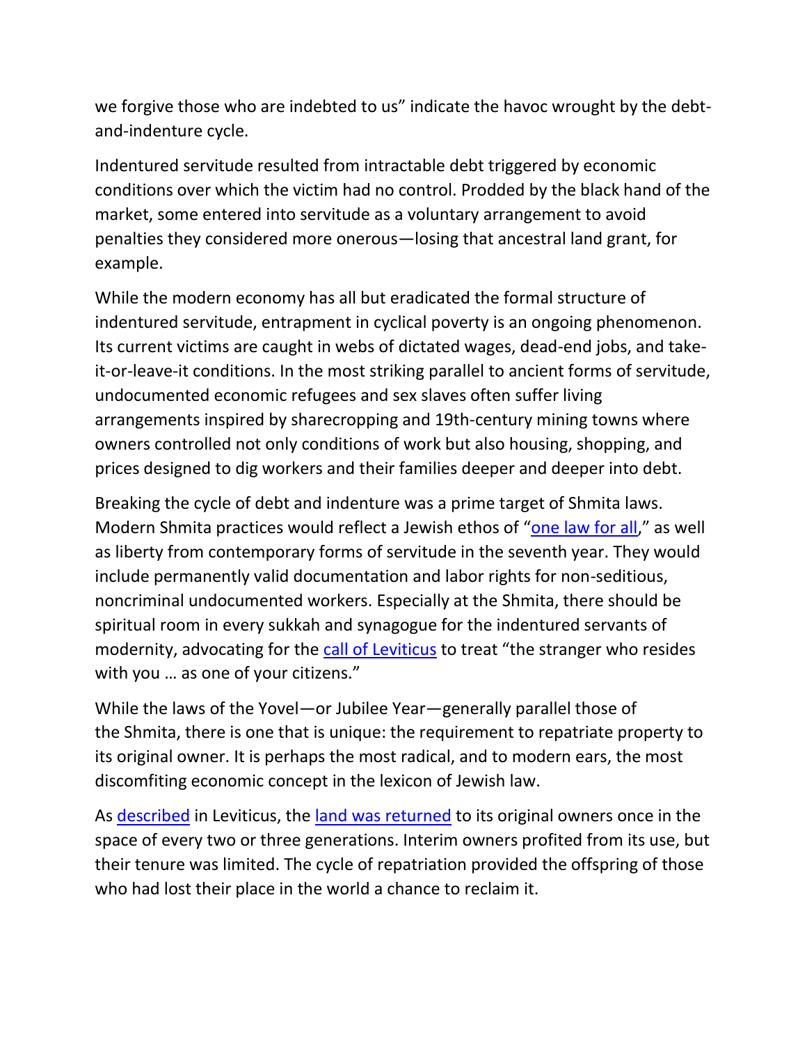we forgive those who are indebted to us" indicate the havoc wrought by the debt-and-indenture cycle.

Indentured servitude resulted from intractable debt triggered by economic conditions over which the victim had no control. Prodded by the black hand of the market, some entered into servitude as a voluntary arrangement to avoid penalties they considered more onerous—losing that ancestral land grant, for example.

While the modern economy has all but eradicated the formal structure of indentured servitude, entrapment in cyclical poverty is an ongoing phenomenon. Its current victims are caught in webs of dictated wages, dead-end jobs, and take-it-or-leave-it conditions. In the most striking parallel to ancient forms of servitude, undocumented economic refugees and sex slaves often suffer living arrangements inspired by sharecropping and 19th-century mining towns where owners controlled not only conditions of work but also housing, shopping, and prices designed to dig workers and their families deeper and deeper into debt.

Breaking the cycle of debt and indenture was a prime target of Shmita laws. Modern Shmita practices would reflect a Jewish ethos of "one law for all," as well as liberty from contemporary forms of servitude in the seventh year. They would include permanently valid documentation and labor rights for non-seditious, noncriminal undocumented workers. Especially at the Shmita, there should be spiritual room in every sukkah and synagogue for the indentured servants of modernity, advocating for the call of Leviticus to treat "the stranger who resides with you … as one of your citizens."

While the laws of the Yovel—or Jubilee Year—generally parallel those of the Shmita, there is one that is unique: the requirement to repatriate property to its original owner. It is perhaps the most radical, and to modern ears, the most discomfiting economic concept in the lexicon of Jewish law.

As described in Leviticus, the land was returned to its original owners once in the space of every two or three generations. Interim owners profited from its use, but their tenure was limited. The cycle of repatriation provided the offspring of those who had lost their place in the world a chance to reclaim it.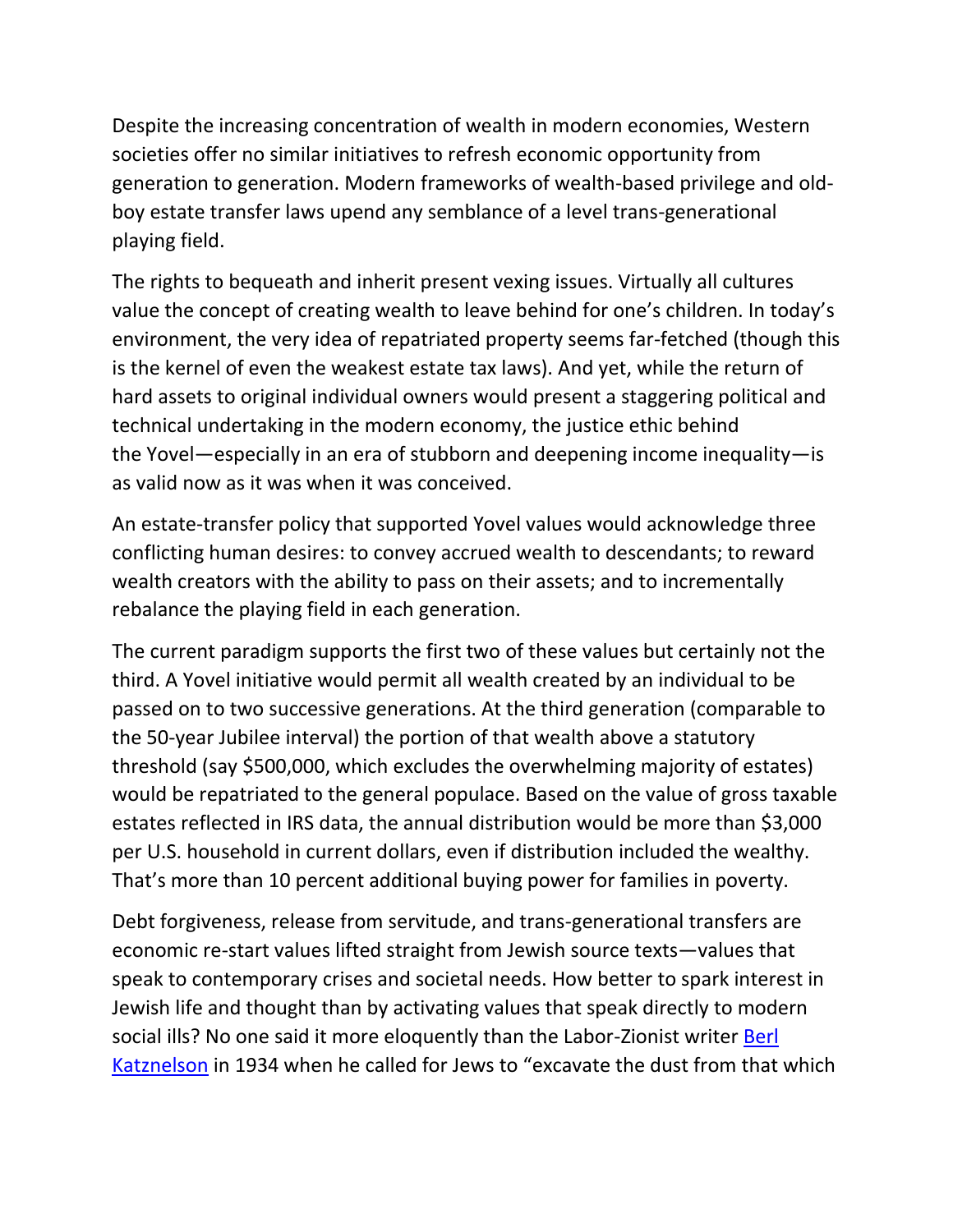Despite the increasing concentration of wealth in modern economies, Western societies offer no similar initiatives to refresh economic opportunity from generation to generation. Modern frameworks of wealth-based privilege and old-boy estate transfer laws upend any semblance of a level trans-generational playing field.

The rights to bequeath and inherit present vexing issues. Virtually all cultures value the concept of creating wealth to leave behind for one's children. In today's environment, the very idea of repatriated property seems far-fetched (though this is the kernel of even the weakest estate tax laws). And yet, while the return of hard assets to original individual owners would present a staggering political and technical undertaking in the modern economy, the justice ethic behind the Yovel—especially in an era of stubborn and deepening income inequality—is as valid now as it was when it was conceived.

An estate-transfer policy that supported Yovel values would acknowledge three conflicting human desires: to convey accrued wealth to descendants; to reward wealth creators with the ability to pass on their assets; and to incrementally rebalance the playing field in each generation.

The current paradigm supports the first two of these values but certainly not the third. A Yovel initiative would permit all wealth created by an individual to be passed on to two successive generations. At the third generation (comparable to the 50-year Jubilee interval) the portion of that wealth above a statutory threshold (say $500,000, which excludes the overwhelming majority of estates) would be repatriated to the general populace. Based on the value of gross taxable estates reflected in IRS data, the annual distribution would be more than $3,000 per U.S. household in current dollars, even if distribution included the wealthy. That's more than 10 percent additional buying power for families in poverty.

Debt forgiveness, release from servitude, and trans-generational transfers are economic re-start values lifted straight from Jewish source texts—values that speak to contemporary crises and societal needs. How better to spark interest in Jewish life and thought than by activating values that speak directly to modern social ills? No one said it more eloquently than the Labor-Zionist writer [Berl Katznelson] in 1934 when he called for Jews to "excavate the dust from that which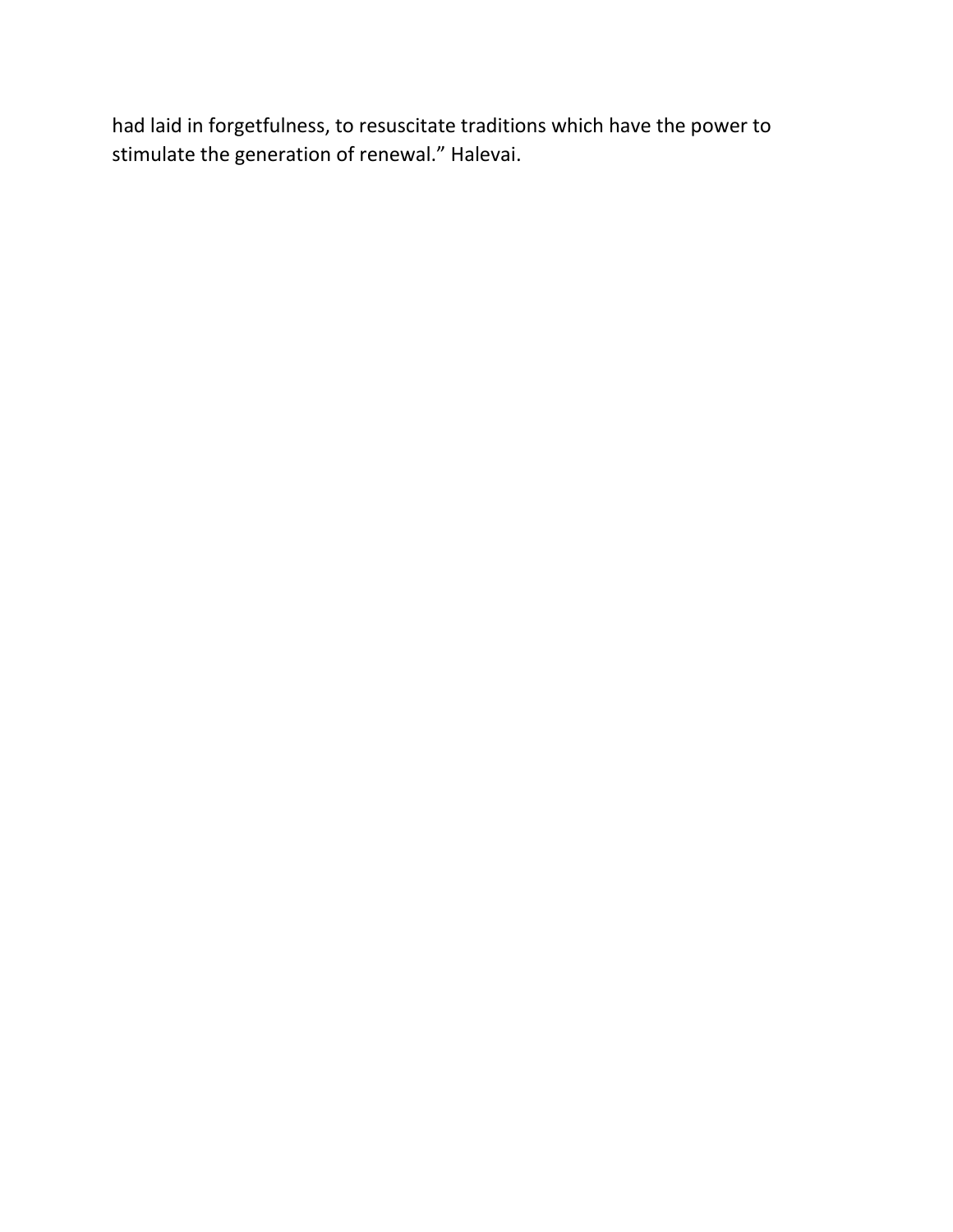had laid in forgetfulness, to resuscitate traditions which have the power to stimulate the generation of renewal." Halevai.